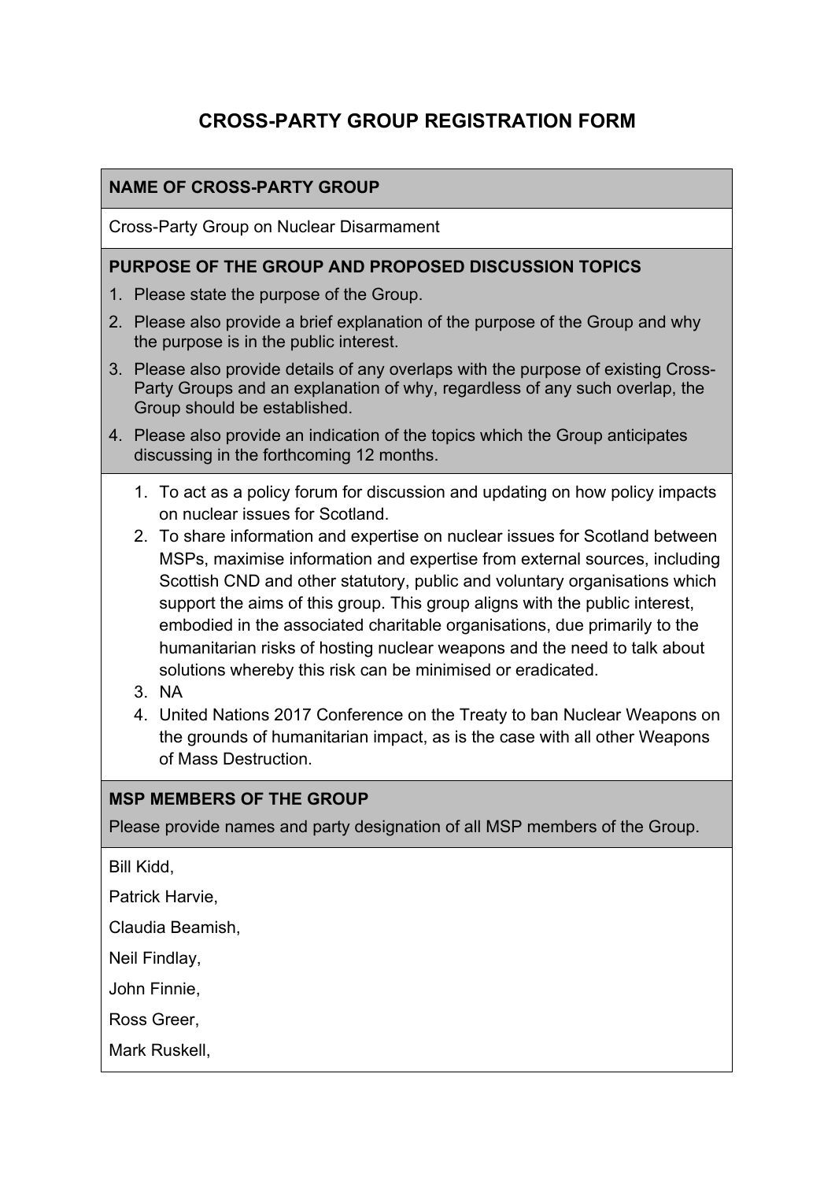# CROSS-PARTY GROUP REGISTRATION FORM

## NAME OF CROSS-PARTY GROUP

Cross-Party Group on Nuclear Disarmament

## PURPOSE OF THE GROUP AND PROPOSED DISCUSSION TOPICS

1. Please state the purpose of the Group.
2. Please also provide a brief explanation of the purpose of the Group and why the purpose is in the public interest.
3. Please also provide details of any overlaps with the purpose of existing Cross-Party Groups and an explanation of why, regardless of any such overlap, the Group should be established.
4. Please also provide an indication of the topics which the Group anticipates discussing in the forthcoming 12 months.

1. To act as a policy forum for discussion and updating on how policy impacts on nuclear issues for Scotland.
2. To share information and expertise on nuclear issues for Scotland between MSPs, maximise information and expertise from external sources, including Scottish CND and other statutory, public and voluntary organisations which support the aims of this group. This group aligns with the public interest, embodied in the associated charitable organisations, due primarily to the humanitarian risks of hosting nuclear weapons and the need to talk about solutions whereby this risk can be minimised or eradicated.
3. NA
4. United Nations 2017 Conference on the Treaty to ban Nuclear Weapons on the grounds of humanitarian impact, as is the case with all other Weapons of Mass Destruction.

## MSP MEMBERS OF THE GROUP

Please provide names and party designation of all MSP members of the Group.

Bill Kidd,

Patrick Harvie,

Claudia Beamish,

Neil Findlay,

John Finnie,

Ross Greer,

Mark Ruskell,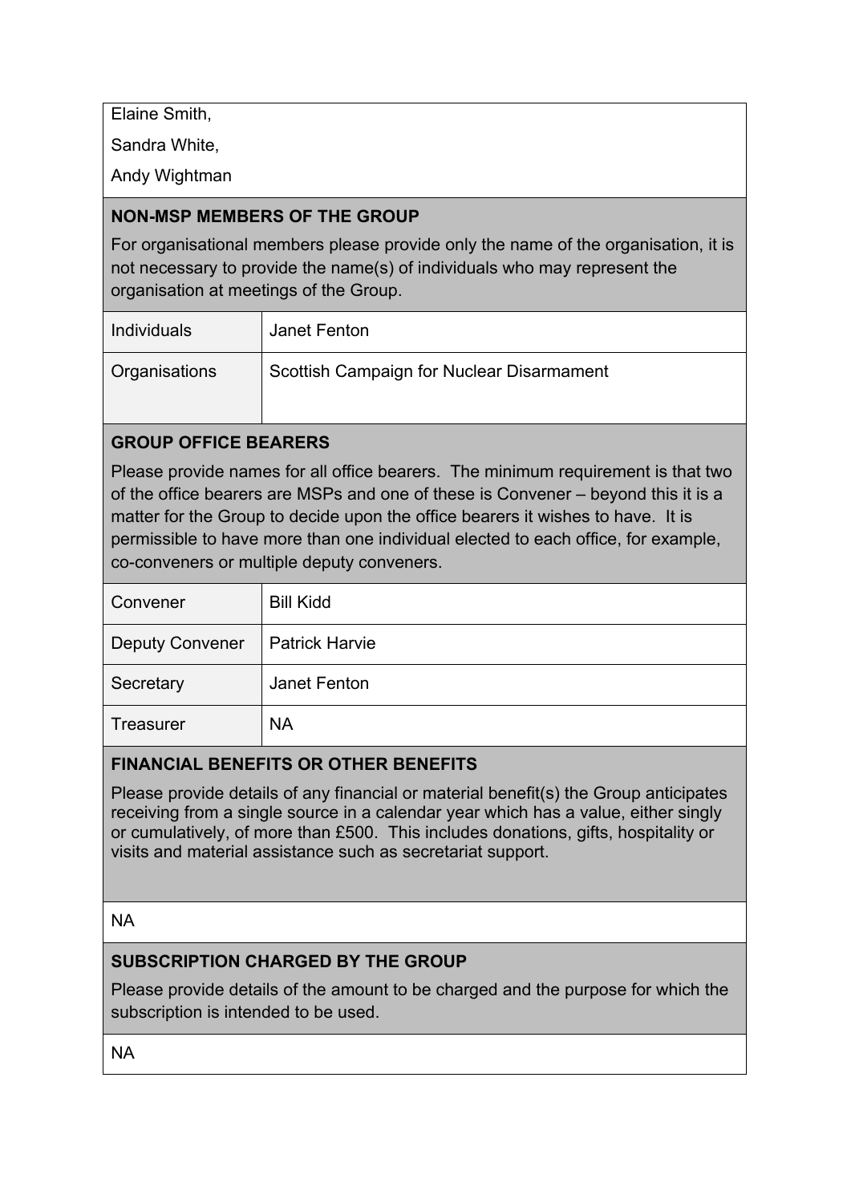Elaine Smith,

Sandra White,

Andy Wightman

**NON-MSP MEMBERS OF THE GROUP**

For organisational members please provide only the name of the organisation, it is not necessary to provide the name(s) of individuals who may represent the organisation at meetings of the Group.

| | |
|---|---|
| Individuals | Janet Fenton |
| Organisations | Scottish Campaign for Nuclear Disarmament |

**GROUP OFFICE BEARERS**

Please provide names for all office bearers. The minimum requirement is that two of the office bearers are MSPs and one of these is Convener – beyond this it is a matter for the Group to decide upon the office bearers it wishes to have. It is permissible to have more than one individual elected to each office, for example, co-conveners or multiple deputy conveners.

| | |
|---|---|
| Convener | Bill Kidd |
| Deputy Convener | Patrick Harvie |
| Secretary | Janet Fenton |
| Treasurer | NA |

**FINANCIAL BENEFITS OR OTHER BENEFITS**

Please provide details of any financial or material benefit(s) the Group anticipates receiving from a single source in a calendar year which has a value, either singly or cumulatively, of more than £500. This includes donations, gifts, hospitality or visits and material assistance such as secretariat support.

NA

**SUBSCRIPTION CHARGED BY THE GROUP**

Please provide details of the amount to be charged and the purpose for which the subscription is intended to be used.

NA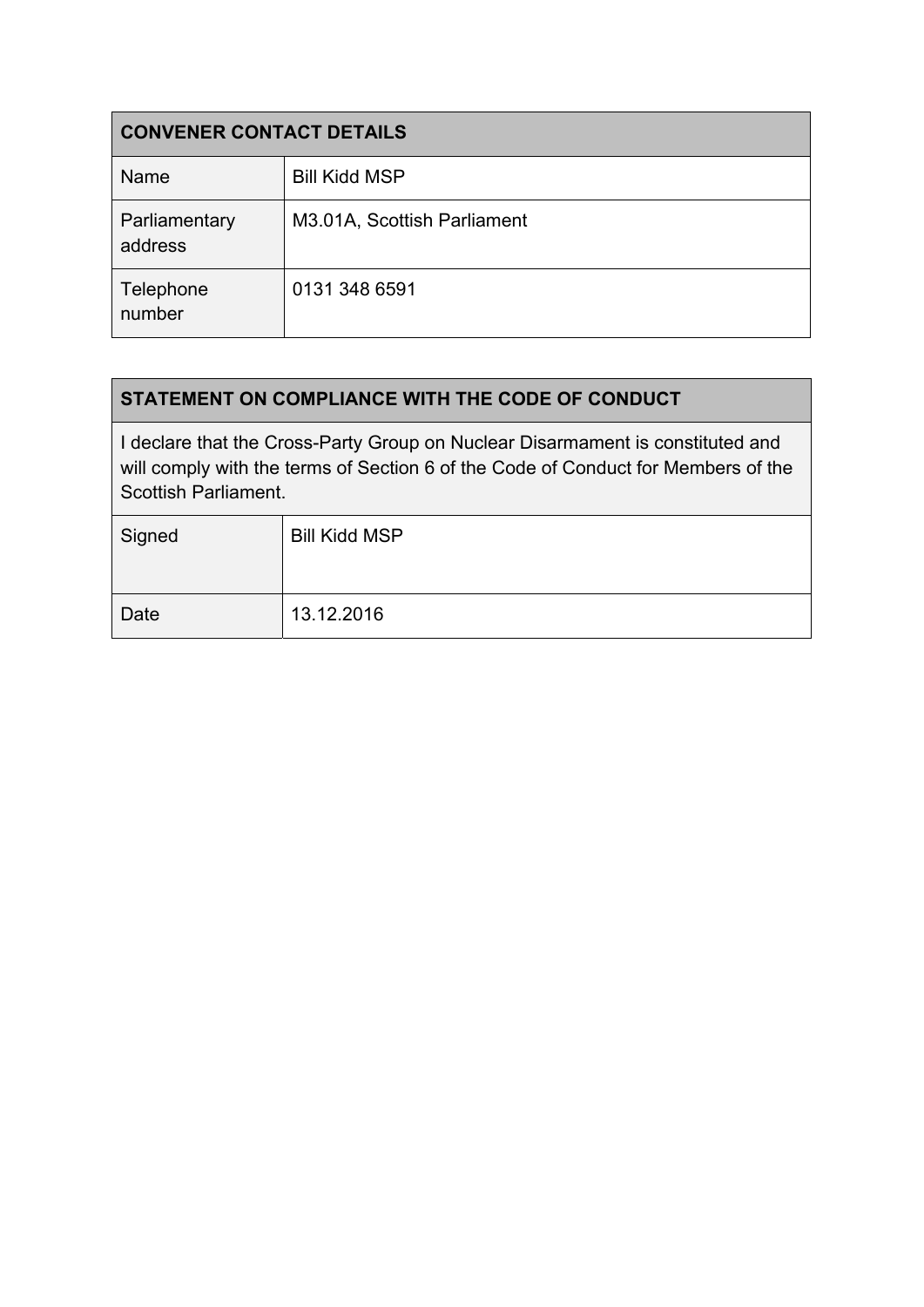| CONVENER CONTACT DETAILS | |
|---|---|
| Name | Bill Kidd MSP |
| Parliamentary address | M3.01A, Scottish Parliament |
| Telephone number | 0131 348 6591 |

| STATEMENT ON COMPLIANCE WITH THE CODE OF CONDUCT | |
|---|---|
| I declare that the Cross-Party Group on Nuclear Disarmament is constituted and will comply with the terms of Section 6 of the Code of Conduct for Members of the Scottish Parliament. | |
| Signed | Bill Kidd MSP |
| Date | 13.12.2016 |